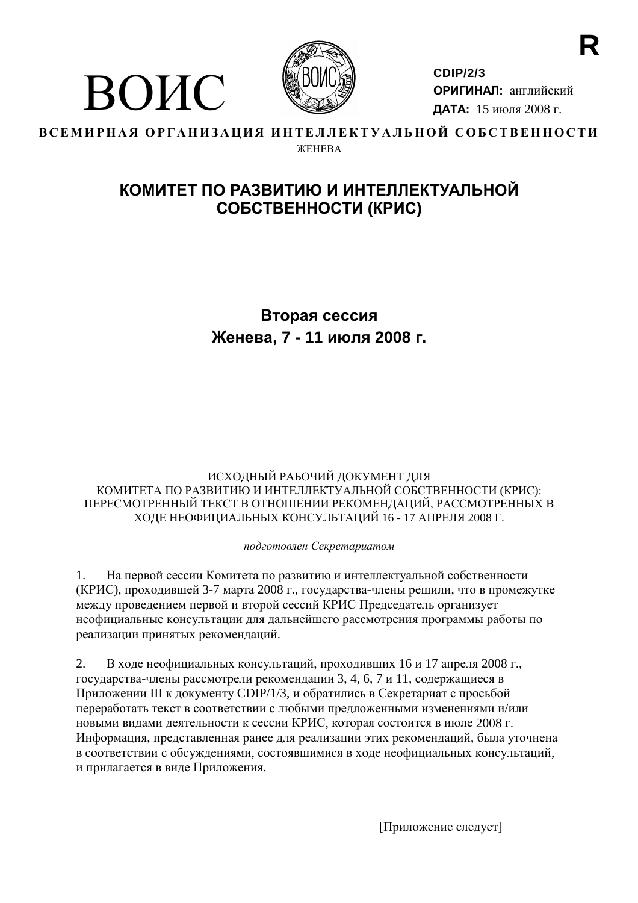R

ВОИС

**CDIP/2/3**
**ОРИГИНАЛ:** английский
**ДАТА:** 15 июля 2008 г.

**ВСЕМИРНАЯ ОРГАНИЗАЦИЯ ИНТЕЛЛЕКТУАЛЬНОЙ СОБСТВЕННОСТИ**
ЖЕНЕВА

# КОМИТЕТ ПО РАЗВИТИЮ И ИНТЕЛЛЕКТУАЛЬНОЙ СОБСТВЕННОСТИ (КРИС)

## Вторая сессия
## Женева, 7 - 11 июля 2008 г.

ИСХОДНЫЙ РАБОЧИЙ ДОКУМЕНТ ДЛЯ КОМИТЕТА ПО РАЗВИТИЮ И ИНТЕЛЛЕКТУАЛЬНОЙ СОБСТВЕННОСТИ (КРИС): ПЕРЕСМОТРЕННЫЙ ТЕКСТ В ОТНОШЕНИИ РЕКОМЕНДАЦИЙ, РАССМОТРЕННЫХ В ХОДЕ НЕОФИЦИАЛЬНЫХ КОНСУЛЬТАЦИЙ 16 - 17 АПРЕЛЯ 2008 Г.

*подготовлен Секретариатом*

1. На первой сессии Комитета по развитию и интеллектуальной собственности (КРИС), проходившей 3-7 марта 2008 г., государства-члены решили, что в промежутке между проведением первой и второй сессий КРИС Председатель организует неофициальные консультации для дальнейшего рассмотрения программы работы по реализации принятых рекомендаций.

2. В ходе неофициальных консультаций, проходивших 16 и 17 апреля 2008 г., государства-члены рассмотрели рекомендации 3, 4, 6, 7 и 11, содержащиеся в Приложении III к документу CDIP/1/3, и обратились в Секретариат с просьбой переработать текст в соответствии с любыми предложенными изменениями и/или новыми видами деятельности к сессии КРИС, которая состоится в июле 2008 г. Информация, представленная ранее для реализации этих рекомендаций, была уточнена в соответствии с обсуждениями, состоявшимися в ходе неофициальных консультаций, и прилагается в виде Приложения.

[Приложение следует]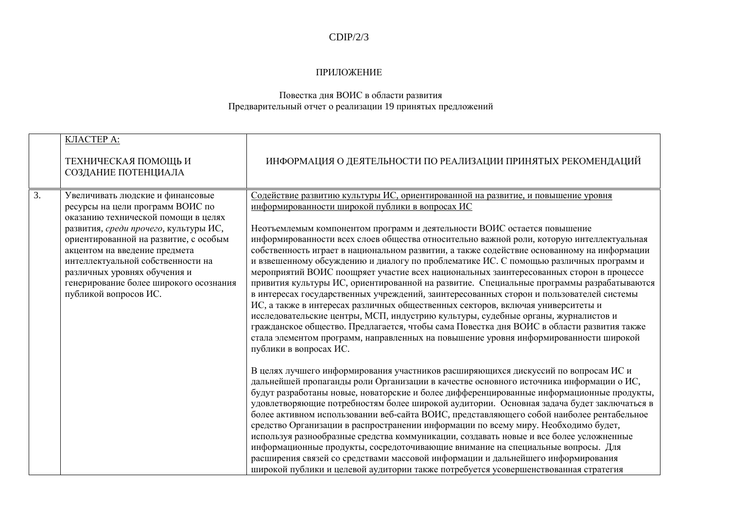ПРИЛОЖЕНИЕ

Повестка дня ВОИС в области развития
Предварительный отчет о реализации 19 принятых предложений

| | КЛАСТЕР А: ТЕХНИЧЕСКАЯ ПОМОЩЬ И СОЗДАНИЕ ПОТЕНЦИАЛА | ИНФОРМАЦИЯ О ДЕЯТЕЛЬНОСТИ ПО РЕАЛИЗАЦИИ ПРИНЯТЫХ РЕКОМЕНДАЦИЙ |
|---|---|---|
| 3. | Увеличивать людские и финансовые ресурсы на цели программ ВОИС по оказанию технической помощи в целях развития, *среди прочего*, культуры ИС, ориентированной на развитие, с особым акцентом на введение предмета интеллектуальной собственности на различных уровнях обучения и генерирование более широкого осознания публикой вопросов ИС. | Содействие развитию культуры ИС, ориентированной на развитие, и повышение уровня информированности широкой публики в вопросах ИС<br><br>Неотъемлемым компонентом программ и деятельности ВОИС остается повышение информированности всех слоев общества относительно важной роли, которую интеллектуальная собственность играет в национальном развитии, а также содействие основанному на информации и взвешенному обсуждению и диалогу по проблематике ИС. С помощью различных программ и мероприятий ВОИС поощряет участие всех национальных заинтересованных сторон в процессе привития культуры ИС, ориентированной на развитие. Специальные программы разрабатываются в интересах государственных учреждений, заинтересованных сторон и пользователей системы ИС, а также в интересах различных общественных секторов, включая университеты и исследовательские центры, МСП, индустрию культуры, судебные органы, журналистов и гражданское общество. Предлагается, чтобы сама Повестка дня ВОИС в области развития также стала элементом программ, направленных на повышение уровня информированности широкой публики в вопросах ИС.<br><br>В целях лучшего информирования участников расширяющихся дискуссий по вопросам ИС и дальнейшей пропаганды роли Организации в качестве основного источника информации о ИС, будут разработаны новые, новаторские и более дифференцированные информационные продукты, удовлетворяющие потребностям более широкой аудитории. Основная задача будет заключаться в более активном использовании веб-сайта ВОИС, представляющего собой наиболее рентабельное средство Организации в распространении информации по всему миру. Необходимо будет, используя разнообразные средства коммуникации, создавать новые и все более усложненные информационные продукты, сосредоточивающие внимание на специальные вопросы. Для расширения связей со средствами массовой информации и дальнейшего информирования широкой публики и целевой аудитории также потребуется усовершенствованная стратегия |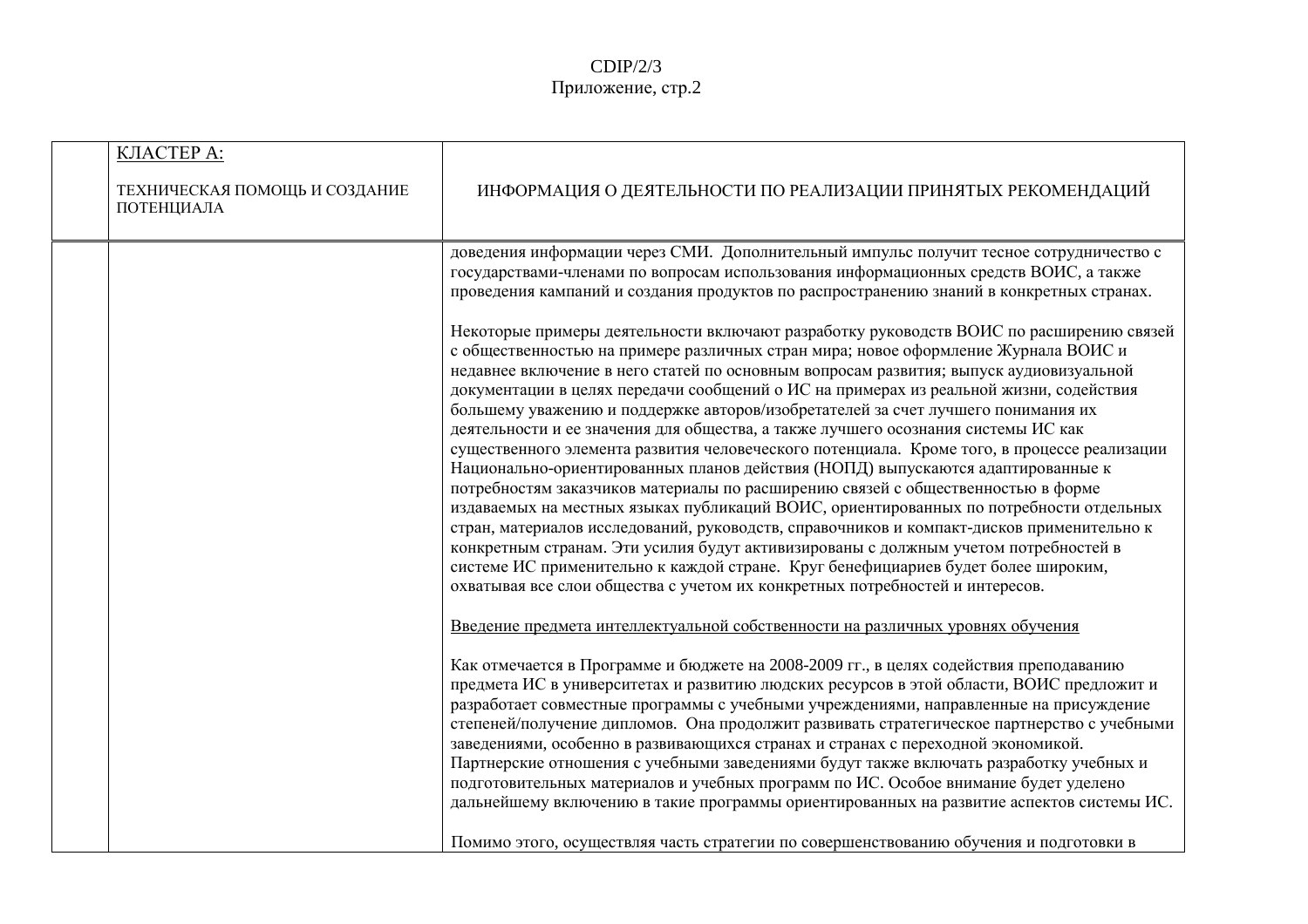| | КЛАСТЕР А:<br><br>ТЕХНИЧЕСКАЯ ПОМОЩЬ И СОЗДАНИЕ ПОТЕНЦИАЛА | ИНФОРМАЦИЯ О ДЕЯТЕЛЬНОСТИ ПО РЕАЛИЗАЦИИ ПРИНЯТЫХ РЕКОМЕНДАЦИЙ |
|---|---|---|
| | | доведения информации через СМИ. Дополнительный импульс получит тесное сотрудничество с государствами-членами по вопросам использования информационных средств ВОИС, а также проведения кампаний и создания продуктов по распространению знаний в конкретных странах.<br><br>Некоторые примеры деятельности включают разработку руководств ВОИС по расширению связей с общественностью на примере различных стран мира; новое оформление Журнала ВОИС и недавнее включение в него статей по основным вопросам развития; выпуск аудиовизуальной документации в целях передачи сообщений о ИС на примерах из реальной жизни, содействия большему уважению и поддержке авторов/изобретателей за счет лучшего понимания их деятельности и ее значения для общества, а также лучшего осознания системы ИС как существенного элемента развития человеческого потенциала. Кроме того, в процессе реализации Национально-ориентированных планов действия (НОПД) выпускаются адаптированные к потребностям заказчиков материалы по расширению связей с общественностью в форме издаваемых на местных языках публикаций ВОИС, ориентированных по потребности отдельных стран, материалов исследований, руководств, справочников и компакт-дисков применительно к конкретным странам. Эти усилия будут активизированы с должным учетом потребностей в системе ИС применительно к каждой стране. Круг бенефициариев будет более широким, охватывая все слои общества с учетом их конкретных потребностей и интересов.<br><br><u>Введение предмета интеллектуальной собственности на различных уровнях обучения</u><br><br>Как отмечается в Программе и бюджете на 2008-2009 гг., в целях содействия преподаванию предмета ИС в университетах и развитию людских ресурсов в этой области, ВОИС предложит и разработает совместные программы с учебными учреждениями, направленные на присуждение степеней/получение дипломов. Она продолжит развивать стратегическое партнерство с учебными заведениями, особенно в развивающихся странах и странах с переходной экономикой. Партнерские отношения с учебными заведениями будут также включать разработку учебных и подготовительных материалов и учебных программ по ИС. Особое внимание будет уделено дальнейшему включению в такие программы ориентированных на развитие аспектов системы ИС.<br><br>Помимо этого, осуществляя часть стратегии по совершенствованию обучения и подготовки в |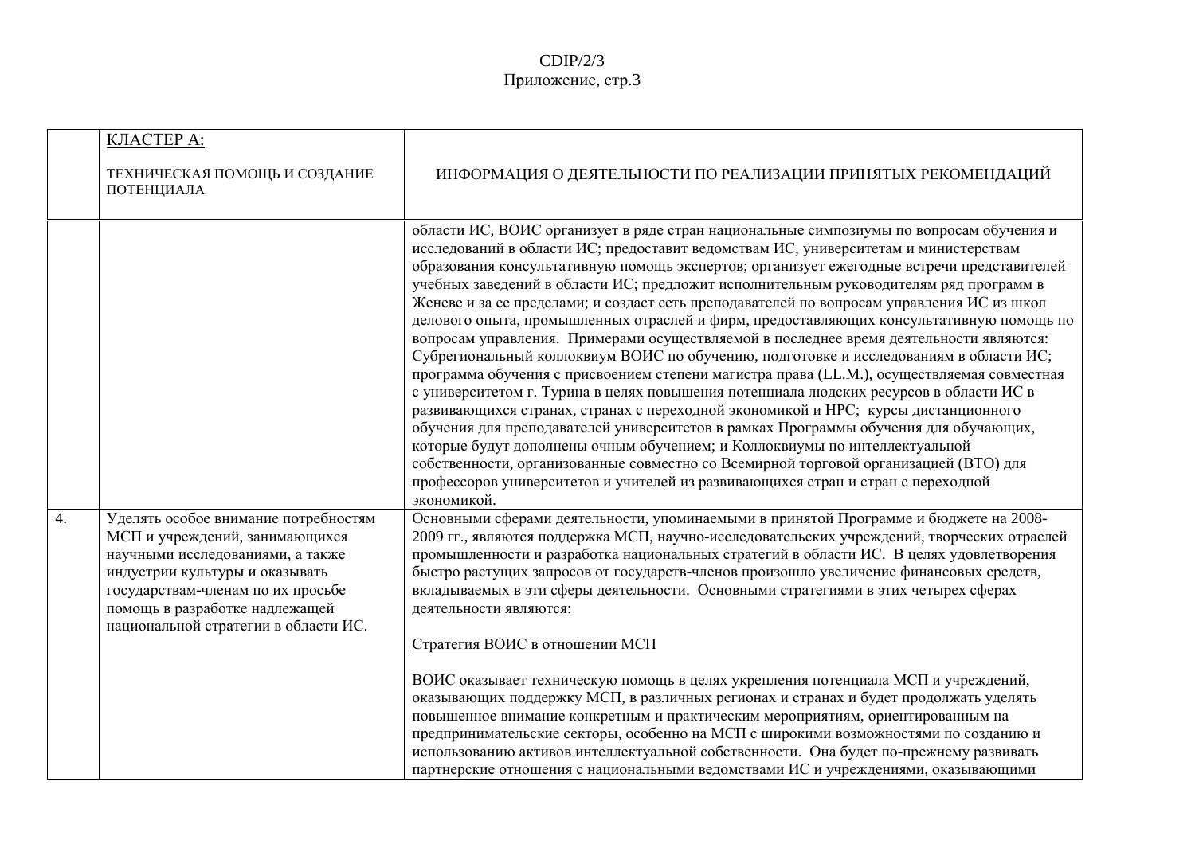| | КЛАСТЕР А: ТЕХНИЧЕСКАЯ ПОМОЩЬ И СОЗДАНИЕ ПОТЕНЦИАЛА | ИНФОРМАЦИЯ О ДЕЯТЕЛЬНОСТИ ПО РЕАЛИЗАЦИИ ПРИНЯТЫХ РЕКОМЕНДАЦИЙ |
|---|---|---|
| | | области ИС, ВОИС организует в ряде стран национальные симпозиумы по вопросам обучения и исследований в области ИС; предоставит ведомствам ИС, университетам и министерствам образования консультативную помощь экспертов; организует ежегодные встречи представителей учебных заведений в области ИС; предложит исполнительным руководителям ряд программ в Женеве и за ее пределами; и создаст сеть преподавателей по вопросам управления ИС из школ делового опыта, промышленных отраслей и фирм, предоставляющих консультативную помощь по вопросам управления. Примерами осуществляемой в последнее время деятельности являются: Субрегиональный коллоквиум ВОИС по обучению, подготовке и исследованиям в области ИС; программа обучения с присвоением степени магистра права (LL.M.), осуществляемая совместная с университетом г. Турина в целях повышения потенциала людских ресурсов в области ИС в развивающихся странах, странах с переходной экономикой и НРС; курсы дистанционного обучения для преподавателей университетов в рамках Программы обучения для обучающих, которые будут дополнены очным обучением; и Коллоквиумы по интеллектуальной собственности, организованные совместно со Всемирной торговой организацией (ВТО) для профессоров университетов и учителей из развивающихся стран и стран с переходной экономикой. |
| 4. | Уделять особое внимание потребностям МСП и учреждений, занимающихся научными исследованиями, а также индустрии культуры и оказывать государствам-членам по их просьбе помощь в разработке надлежащей национальной стратегии в области ИС. | Основными сферами деятельности, упоминаемыми в принятой Программе и бюджете на 2008-2009 гг., являются поддержка МСП, научно-исследовательских учреждений, творческих отраслей промышленности и разработка национальных стратегий в области ИС. В целях удовлетворения быстро растущих запросов от государств-членов произошло увеличение финансовых средств, вкладываемых в эти сферы деятельности. Основными стратегиями в этих четырех сферах деятельности являются:<br><br><u>Стратегия ВОИС в отношении МСП</u><br><br>ВОИС оказывает техническую помощь в целях укрепления потенциала МСП и учреждений, оказывающих поддержку МСП, в различных регионах и странах и будет продолжать уделять повышенное внимание конкретным и практическим мероприятиям, ориентированным на предпринимательские секторы, особенно на МСП с широкими возможностями по созданию и использованию активов интеллектуальной собственности. Она будет по-прежнему развивать партнерские отношения с национальными ведомствами ИС и учреждениями, оказывающими |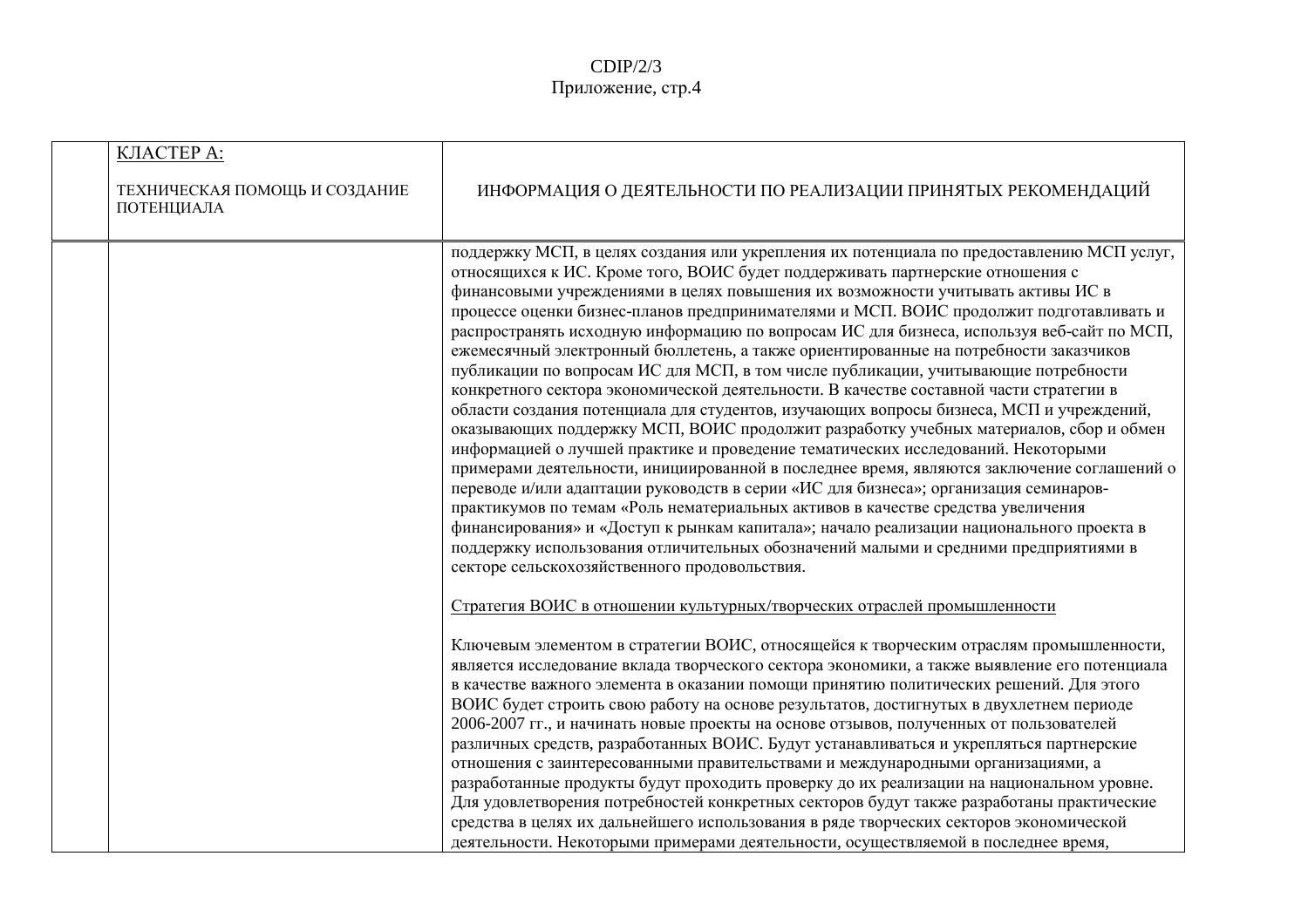| | КЛАСТЕР А:<br><br>ТЕХНИЧЕСКАЯ ПОМОЩЬ И СОЗДАНИЕ ПОТЕНЦИАЛА | ИНФОРМАЦИЯ О ДЕЯТЕЛЬНОСТИ ПО РЕАЛИЗАЦИИ ПРИНЯТЫХ РЕКОМЕНДАЦИЙ |
|---|---|---|
| | | поддержку МСП, в целях создания или укрепления их потенциала по предоставлению МСП услуг, относящихся к ИС. Кроме того, ВОИС будет поддерживать партнерские отношения с финансовыми учреждениями в целях повышения их возможности учитывать активы ИС в процессе оценки бизнес-планов предпринимателями и МСП. ВОИС продолжит подготавливать и распространять исходную информацию по вопросам ИС для бизнеса, используя веб-сайт по МСП, ежемесячный электронный бюллетень, а также ориентированные на потребности заказчиков публикации по вопросам ИС для МСП, в том числе публикации, учитывающие потребности конкретного сектора экономической деятельности. В качестве составной части стратегии в области создания потенциала для студентов, изучающих вопросы бизнеса, МСП и учреждений, оказывающих поддержку МСП, ВОИС продолжит разработку учебных материалов, сбор и обмен информацией о лучшей практике и проведение тематических исследований. Некоторыми примерами деятельности, инициированной в последнее время, являются заключение соглашений о переводе и/или адаптации руководств в серии «ИС для бизнеса»; организация семинаров-практикумов по темам «Роль нематериальных активов в качестве средства увеличения финансирования» и «Доступ к рынкам капитала»; начало реализации национального проекта в поддержку использования отличительных обозначений малыми и средними предприятиями в секторе сельскохозяйственного продовольствия.<br><br><u>Стратегия ВОИС в отношении культурных/творческих отраслей промышленности</u><br><br>Ключевым элементом в стратегии ВОИС, относящейся к творческим отраслям промышленности, является исследование вклада творческого сектора экономики, а также выявление его потенциала в качестве важного элемента в оказании помощи принятию политических решений. Для этого ВОИС будет строить свою работу на основе результатов, достигнутых в двухлетнем периоде 2006-2007 гг., и начинать новые проекты на основе отзывов, полученных от пользователей различных средств, разработанных ВОИС. Будут устанавливаться и укрепляться партнерские отношения с заинтересованными правительствами и международными организациями, а разработанные продукты будут проходить проверку до их реализации на национальном уровне. Для удовлетворения потребностей конкретных секторов будут также разработаны практические средства в целях их дальнейшего использования в ряде творческих секторов экономической деятельности. Некоторыми примерами деятельности, осуществляемой в последнее время, |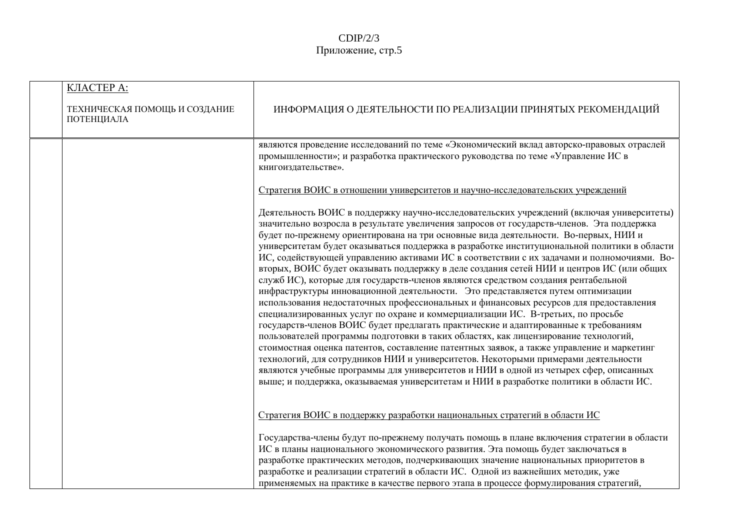|  | КЛАСТЕР А:<br><br>ТЕХНИЧЕСКАЯ ПОМОЩЬ И СОЗДАНИЕ ПОТЕНЦИАЛА | ИНФОРМАЦИЯ О ДЕЯТЕЛЬНОСТИ ПО РЕАЛИЗАЦИИ ПРИНЯТЫХ РЕКОМЕНДАЦИЙ |
|---|---|---|
|  |  | являются проведение исследований по теме «Экономический вклад авторско-правовых отраслей промышленности»; и разработка практического руководства по теме «Управление ИС в книгоиздательстве».<br><br>Стратегия ВОИС в отношении университетов и научно-исследовательских учреждений<br><br>Деятельность ВОИС в поддержку научно-исследовательских учреждений (включая университеты) значительно возросла в результате увеличения запросов от государств-членов. Эта поддержка будет по-прежнему ориентирована на три основные вида деятельности. Во-первых, НИИ и университетам будет оказываться поддержка в разработке институциональной политики в области ИС, содействующей управлению активами ИС в соответствии с их задачами и полномочиями. Во-вторых, ВОИС будет оказывать поддержку в деле создания сетей НИИ и центров ИС (или общих служб ИС), которые для государств-членов являются средством создания рентабельной инфраструктуры инновационной деятельности. Это представляется путем оптимизации использования недостаточных профессиональных и финансовых ресурсов для предоставления специализированных услуг по охране и коммерциализации ИС. В-третьих, по просьбе государств-членов ВОИС будет предлагать практические и адаптированные к требованиям пользователей программы подготовки в таких областях, как лицензирование технологий, стоимостная оценка патентов, составление патентных заявок, а также управление и маркетинг технологий, для сотрудников НИИ и университетов. Некоторыми примерами деятельности являются учебные программы для университетов и НИИ в одной из четырех сфер, описанных выше; и поддержка, оказываемая университетам и НИИ в разработке политики в области ИС.<br><br>Стратегия ВОИС в поддержку разработки национальных стратегий в области ИС<br><br>Государства-члены будут по-прежнему получать помощь в плане включения стратегии в области ИС в планы национального экономического развития. Эта помощь будет заключаться в разработке практических методов, подчеркивающих значение национальных приоритетов в разработке и реализации стратегий в области ИС. Одной из важнейших методик, уже применяемых на практике в качестве первого этапа в процессе формулирования стратегий, |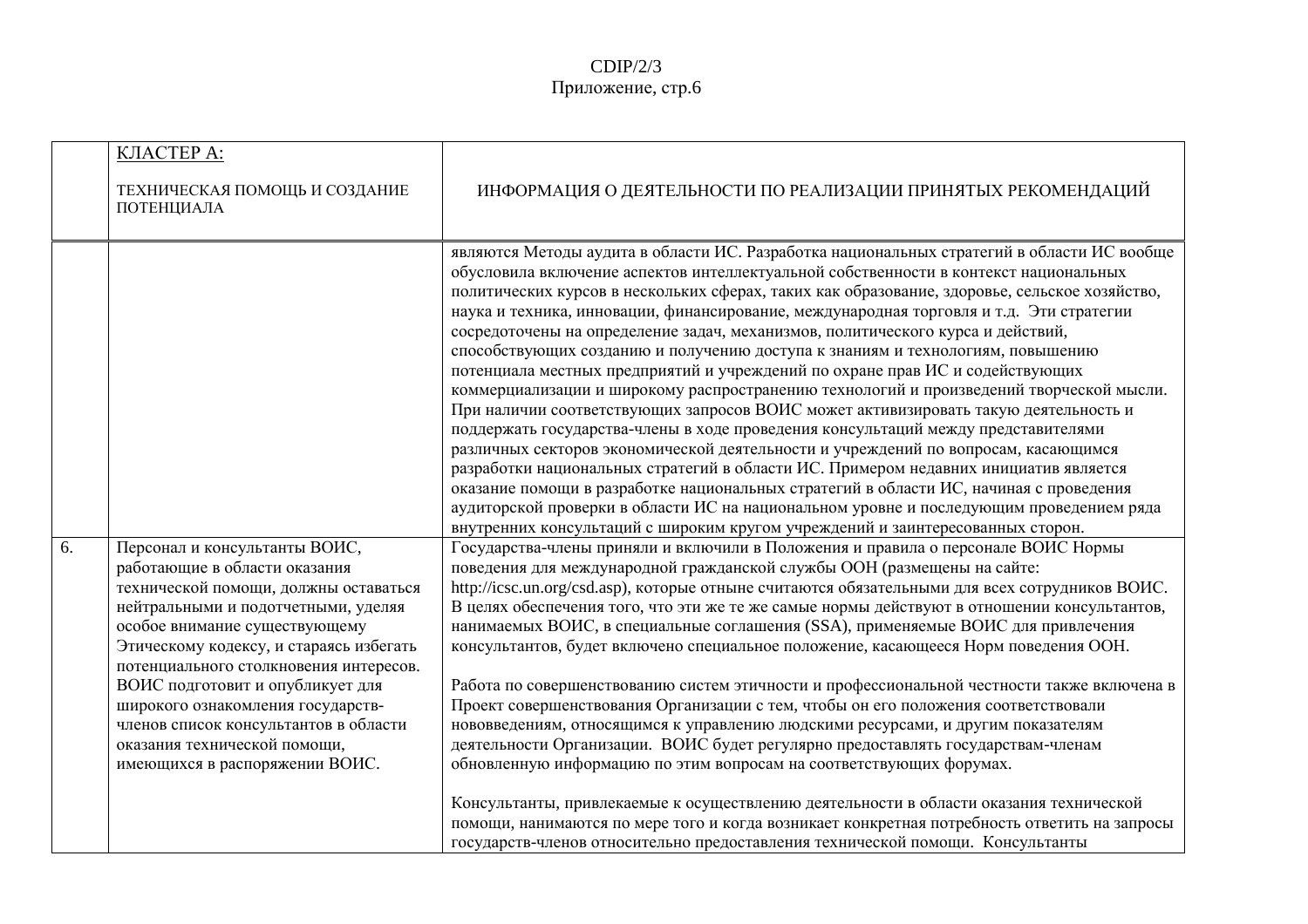| | КЛАСТЕР А: ТЕХНИЧЕСКАЯ ПОМОЩЬ И СОЗДАНИЕ ПОТЕНЦИАЛА | ИНФОРМАЦИЯ О ДЕЯТЕЛЬНОСТИ ПО РЕАЛИЗАЦИИ ПРИНЯТЫХ РЕКОМЕНДАЦИЙ |
|---|---|---|
| | | являются Методы аудита в области ИС. Разработка национальных стратегий в области ИС вообще обусловила включение аспектов интеллектуальной собственности в контекст национальных политических курсов в нескольких сферах, таких как образование, здоровье, сельское хозяйство, наука и техника, инновации, финансирование, международная торговля и т.д. Эти стратегии сосредоточены на определение задач, механизмов, политического курса и действий, способствующих созданию и получению доступа к знаниям и технологиям, повышению потенциала местных предприятий и учреждений по охране прав ИС и содействующих коммерциализации и широкому распространению технологий и произведений творческой мысли. При наличии соответствующих запросов ВОИС может активизировать такую деятельность и поддержать государства-члены в ходе проведения консультаций между представителями различных секторов экономической деятельности и учреждений по вопросам, касающимся разработки национальных стратегий в области ИС. Примером недавних инициатив является оказание помощи в разработке национальных стратегий в области ИС, начиная с проведения аудиторской проверки в области ИС на национальном уровне и последующим проведением ряда внутренних консультаций с широким кругом учреждений и заинтересованных сторон. |
| 6. | Персонал и консультанты ВОИС, работающие в области оказания технической помощи, должны оставаться нейтральными и подотчетными, уделяя особое внимание существующему Этическому кодексу, и стараясь избегать потенциального столкновения интересов. ВОИС подготовит и опубликует для широкого ознакомления государств-членов список консультантов в области оказания технической помощи, имеющихся в распоряжении ВОИС. | Государства-члены приняли и включили в Положения и правила о персонале ВОИС Нормы поведения для международной гражданской службы ООН (размещены на сайте: http://icsc.un.org/csd.asp), которые отныне считаются обязательными для всех сотрудников ВОИС. В целях обеспечения того, что эти же те же самые нормы действуют в отношении консультантов, нанимаемых ВОИС, в специальные соглашения (SSA), применяемые ВОИС для привлечения консультантов, будет включено специальное положение, касающееся Норм поведения ООН.<br><br>Работа по совершенствованию систем этичности и профессиональной честности также включена в Проект совершенствования Организации с тем, чтобы он его положения соответствовали нововведениям, относящимся к управлению людскими ресурсами, и другим показателям деятельности Организации. ВОИС будет регулярно предоставлять государствам-членам обновленную информацию по этим вопросам на соответствующих форумах.<br><br>Консультанты, привлекаемые к осуществлению деятельности в области оказания технической помощи, нанимаются по мере того и когда возникает конкретная потребность ответить на запросы государств-членов относительно предоставления технической помощи. Консультанты |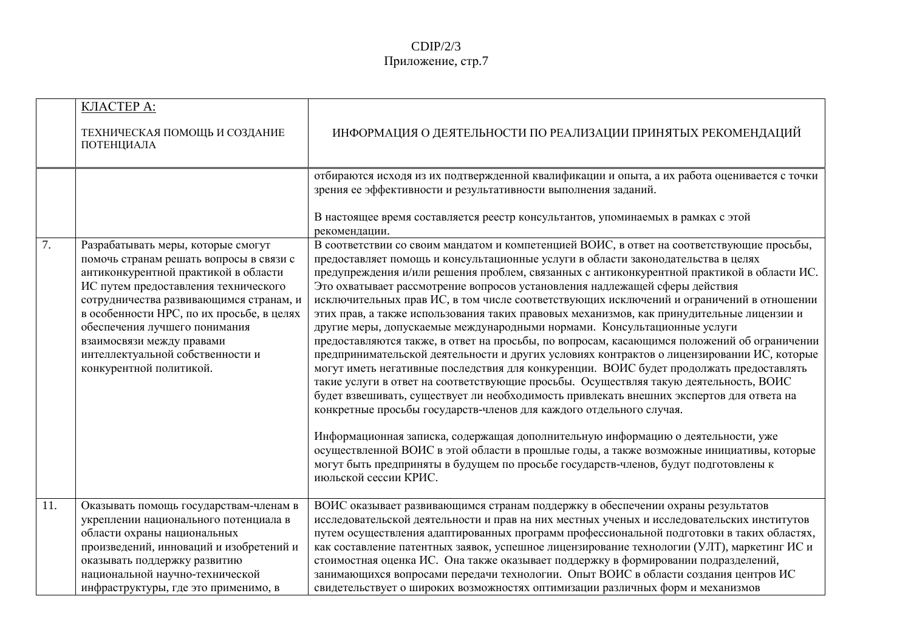| | КЛАСТЕР A:<br><br>ТЕХНИЧЕСКАЯ ПОМОЩЬ И СОЗДАНИЕ ПОТЕНЦИАЛА | ИНФОРМАЦИЯ О ДЕЯТЕЛЬНОСТИ ПО РЕАЛИЗАЦИИ ПРИНЯТЫХ РЕКОМЕНДАЦИЙ |
|---|---|---|
| | | отбираются исходя из их подтвержденной квалификации и опыта, а их работа оценивается с точки зрения ее эффективности и результативности выполнения заданий.<br><br>В настоящее время составляется реестр консультантов, упоминаемых в рамках с этой рекомендации. |
| 7. | Разрабатывать меры, которые смогут помочь странам решать вопросы в связи с антиконкурентной практикой в области ИС путем предоставления технического сотрудничества развивающимся странам, и в особенности НРС, по их просьбе, в целях обеспечения лучшего понимания взаимосвязи между правами интеллектуальной собственности и конкурентной политикой. | В соответствии со своим мандатом и компетенцией ВОИС, в ответ на соответствующие просьбы, предоставляет помощь и консультационные услуги в области законодательства в целях предупреждения и/или решения проблем, связанных с антиконкурентной практикой в области ИС. Это охватывает рассмотрение вопросов установления надлежащей сферы действия исключительных прав ИС, в том числе соответствующих исключений и ограничений в отношении этих прав, а также использования таких правовых механизмов, как принудительные лицензии и другие меры, допускаемые международными нормами. Консультационные услуги предоставляются также, в ответ на просьбы, по вопросам, касающимся положений об ограничении предпринимательской деятельности и других условиях контрактов о лицензировании ИС, которые могут иметь негативные последствия для конкуренции. ВОИС будет продолжать предоставлять такие услуги в ответ на соответствующие просьбы. Осуществляя такую деятельность, ВОИС будет взвешивать, существует ли необходимость привлекать внешних экспертов для ответа на конкретные просьбы государств-членов для каждого отдельного случая.<br><br>Информационная записка, содержащая дополнительную информацию о деятельности, уже осуществленной ВОИС в этой области в прошлые годы, а также возможные инициативы, которые могут быть предприняты в будущем по просьбе государств-членов, будут подготовлены к июльской сессии КРИС. |
| 11. | Оказывать помощь государствам-членам в укреплении национального потенциала в области охраны национальных произведений, инноваций и изобретений и оказывать поддержку развитию национальной научно-технической инфраструктуры, где это применимо, в | ВОИС оказывает развивающимся странам поддержку в обеспечении охраны результатов исследовательской деятельности и прав на них местных ученых и исследовательских институтов путем осуществления адаптированных программ профессиональной подготовки в таких областях, как составление патентных заявок, успешное лицензирование технологии (УЛТ), маркетинг ИС и стоимостная оценка ИС. Она также оказывает поддержку в формировании подразделений, занимающихся вопросами передачи технологии. Опыт ВОИС в области создания центров ИС свидетельствует о широких возможностях оптимизации различных форм и механизмов |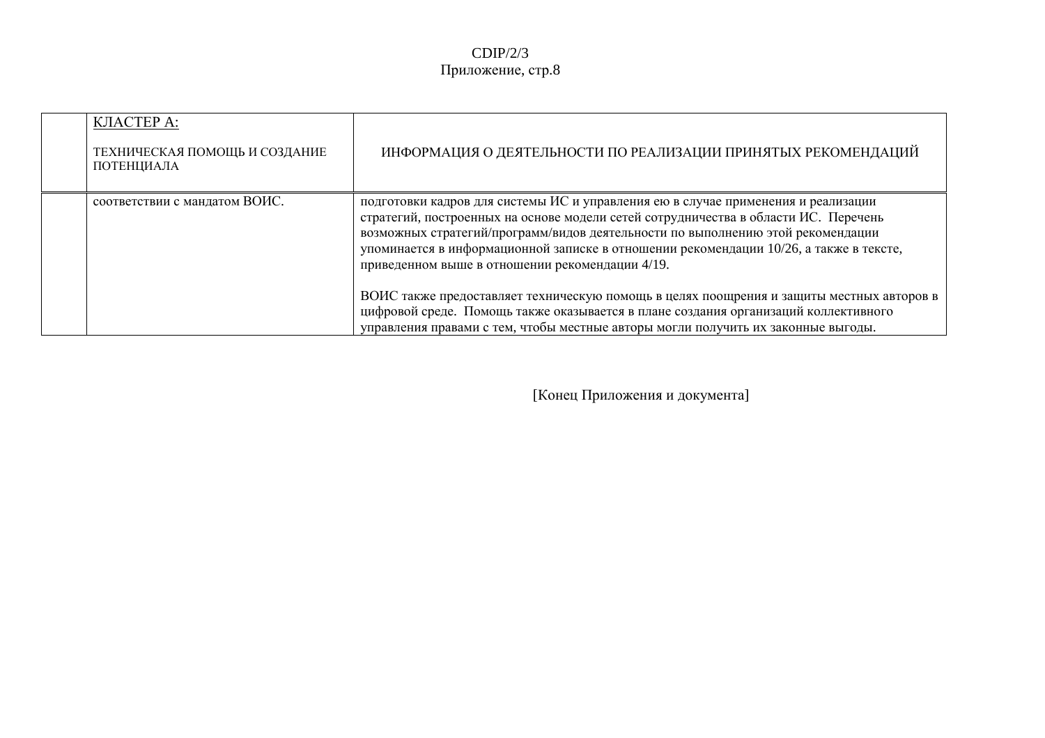| | КЛАСТЕР А:<br><br>ТЕХНИЧЕСКАЯ ПОМОЩЬ И СОЗДАНИЕ ПОТЕНЦИАЛА | ИНФОРМАЦИЯ О ДЕЯТЕЛЬНОСТИ ПО РЕАЛИЗАЦИИ ПРИНЯТЫХ РЕКОМЕНДАЦИЙ |
|---|---|---|
| | соответствии с мандатом ВОИС. | подготовки кадров для системы ИС и управления ею в случае применения и реализации стратегий, построенных на основе модели сетей сотрудничества в области ИС. Перечень возможных стратегий/программ/видов деятельности по выполнению этой рекомендации упоминается в информационной записке в отношении рекомендации 10/26, а также в тексте, приведенном выше в отношении рекомендации 4/19.<br><br>ВОИС также предоставляет техническую помощь в целях поощрения и защиты местных авторов в цифровой среде. Помощь также оказывается в плане создания организаций коллективного управления правами с тем, чтобы местные авторы могли получить их законные выгоды. |

[Конец Приложения и документа]